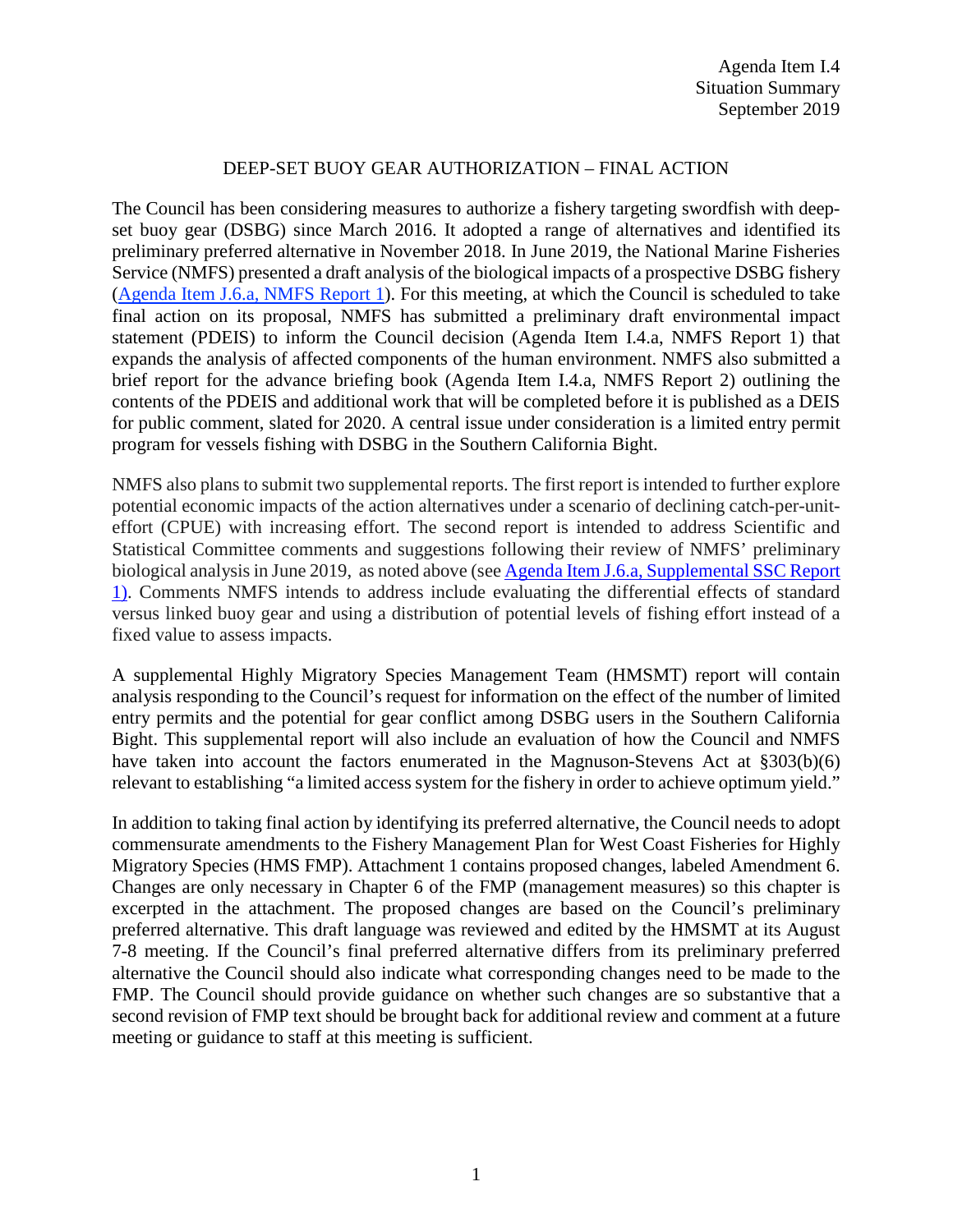Agenda Item I.4
Situation Summary
September 2019

# DEEP-SET BUOY GEAR AUTHORIZATION – FINAL ACTION

The Council has been considering measures to authorize a fishery targeting swordfish with deep-set buoy gear (DSBG) since March 2016. It adopted a range of alternatives and identified its preliminary preferred alternative in November 2018. In June 2019, the National Marine Fisheries Service (NMFS) presented a draft analysis of the biological impacts of a prospective DSBG fishery ([Agenda Item J.6.a, NMFS Report 1]). For this meeting, at which the Council is scheduled to take final action on its proposal, NMFS has submitted a preliminary draft environmental impact statement (PDEIS) to inform the Council decision (Agenda Item I.4.a, NMFS Report 1) that expands the analysis of affected components of the human environment. NMFS also submitted a brief report for the advance briefing book (Agenda Item I.4.a, NMFS Report 2) outlining the contents of the PDEIS and additional work that will be completed before it is published as a DEIS for public comment, slated for 2020. A central issue under consideration is a limited entry permit program for vessels fishing with DSBG in the Southern California Bight.

NMFS also plans to submit two supplemental reports. The first report is intended to further explore potential economic impacts of the action alternatives under a scenario of declining catch-per-unit-effort (CPUE) with increasing effort. The second report is intended to address Scientific and Statistical Committee comments and suggestions following their review of NMFS' preliminary biological analysis in June 2019, as noted above (see [Agenda Item J.6.a, Supplemental SSC Report 1]). Comments NMFS intends to address include evaluating the differential effects of standard versus linked buoy gear and using a distribution of potential levels of fishing effort instead of a fixed value to assess impacts.

A supplemental Highly Migratory Species Management Team (HMSMT) report will contain analysis responding to the Council's request for information on the effect of the number of limited entry permits and the potential for gear conflict among DSBG users in the Southern California Bight. This supplemental report will also include an evaluation of how the Council and NMFS have taken into account the factors enumerated in the Magnuson-Stevens Act at §303(b)(6) relevant to establishing "a limited access system for the fishery in order to achieve optimum yield."

In addition to taking final action by identifying its preferred alternative, the Council needs to adopt commensurate amendments to the Fishery Management Plan for West Coast Fisheries for Highly Migratory Species (HMS FMP). Attachment 1 contains proposed changes, labeled Amendment 6. Changes are only necessary in Chapter 6 of the FMP (management measures) so this chapter is excerpted in the attachment. The proposed changes are based on the Council's preliminary preferred alternative. This draft language was reviewed and edited by the HMSMT at its August 7-8 meeting. If the Council's final preferred alternative differs from its preliminary preferred alternative the Council should also indicate what corresponding changes need to be made to the FMP. The Council should provide guidance on whether such changes are so substantive that a second revision of FMP text should be brought back for additional review and comment at a future meeting or guidance to staff at this meeting is sufficient.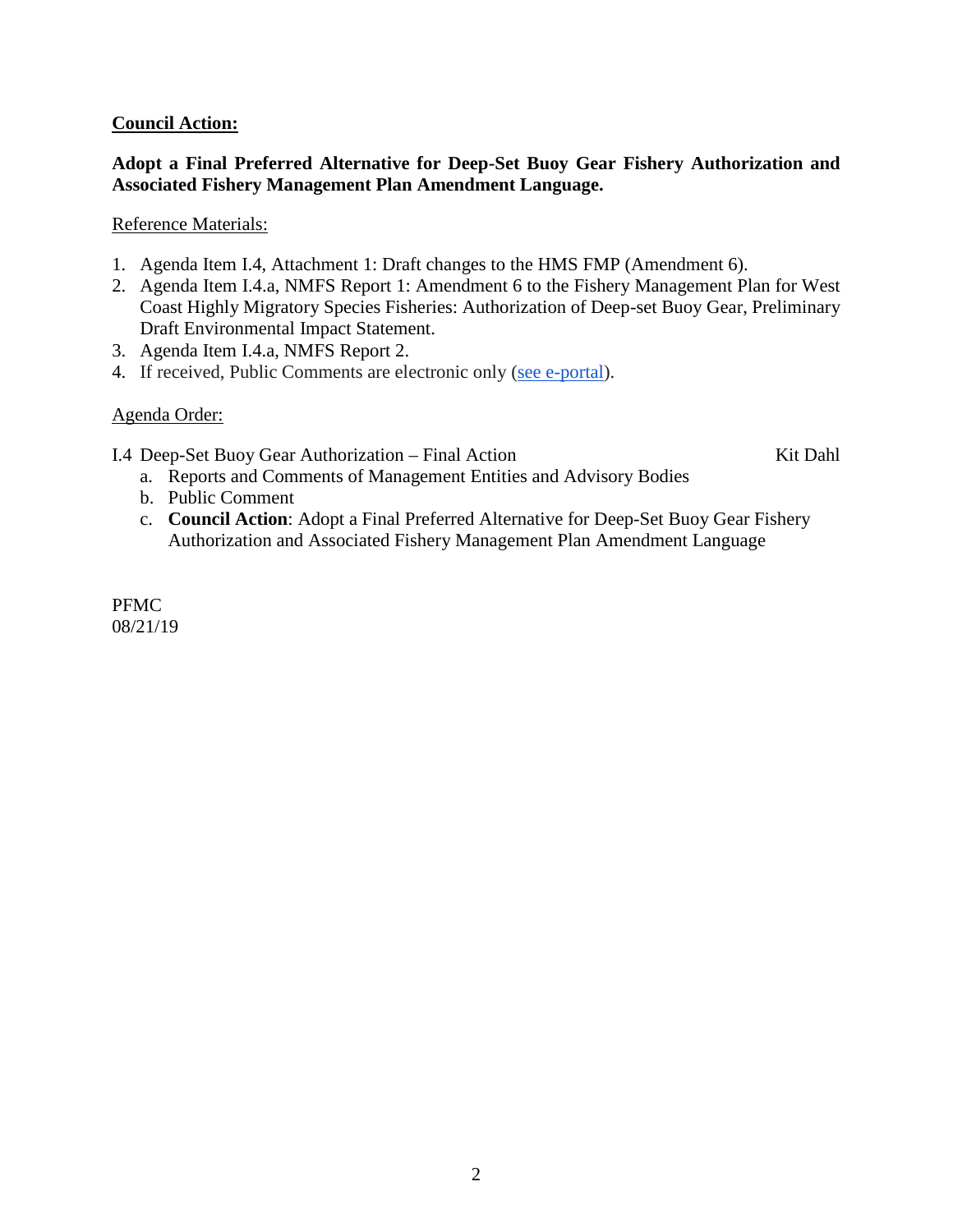**<u>Council Action:</u>**

**Adopt a Final Preferred Alternative for Deep-Set Buoy Gear Fishery Authorization and Associated Fishery Management Plan Amendment Language.**

<u>Reference Materials:</u>

1. Agenda Item I.4, Attachment 1: Draft changes to the HMS FMP (Amendment 6).
2. Agenda Item I.4.a, NMFS Report 1: Amendment 6 to the Fishery Management Plan for West Coast Highly Migratory Species Fisheries: Authorization of Deep-set Buoy Gear, Preliminary Draft Environmental Impact Statement.
3. Agenda Item I.4.a, NMFS Report 2.
4. If received, Public Comments are electronic only (see e-portal).

<u>Agenda Order:</u>

I.4 Deep-Set Buoy Gear Authorization – Final Action — Kit Dahl

a. Reports and Comments of Management Entities and Advisory Bodies
b. Public Comment
c. **Council Action**: Adopt a Final Preferred Alternative for Deep-Set Buoy Gear Fishery Authorization and Associated Fishery Management Plan Amendment Language

PFMC
08/21/19